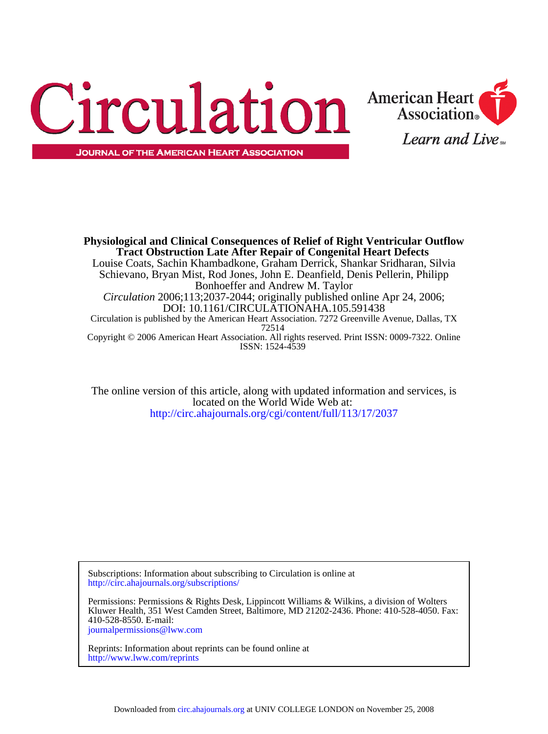# Physiological and Clinical Consequences of Relief of Right Ventricular Outflow Tract Obstruction Late After Repair of Congenital Heart Defects

Louise Coats, Sachin Khambadkone, Graham Derrick, Shankar Sridharan, Silvia Schievano, Bryan Mist, Rod Jones, John E. Deanfield, Denis Pellerin, Philipp Bonhoeffer and Andrew M. Taylor

*Circulation* 2006;113;2037-2044; originally published online Apr 24, 2006;

DOI: 10.1161/CIRCULATIONAHA.105.591438

Circulation is published by the American Heart Association. 7272 Greenville Avenue, Dallas, TX 72514

Copyright © 2006 American Heart Association. All rights reserved. Print ISSN: 0009-7322. Online ISSN: 1524-4539

The online version of this article, along with updated information and services, is located on the World Wide Web at:

http://circ.ahajournals.org/cgi/content/full/113/17/2037

Subscriptions: Information about subscribing to Circulation is online at
http://circ.ahajournals.org/subscriptions/

Permissions: Permissions & Rights Desk, Lippincott Williams & Wilkins, a division of Wolters Kluwer Health, 351 West Camden Street, Baltimore, MD 21202-2436. Phone: 410-528-4050. Fax: 410-528-8550. E-mail:
journalpermissions@lww.com

Reprints: Information about reprints can be found online at
http://www.lww.com/reprints

Downloaded from circ.ahajournals.org at UNIV COLLEGE LONDON on November 25, 2008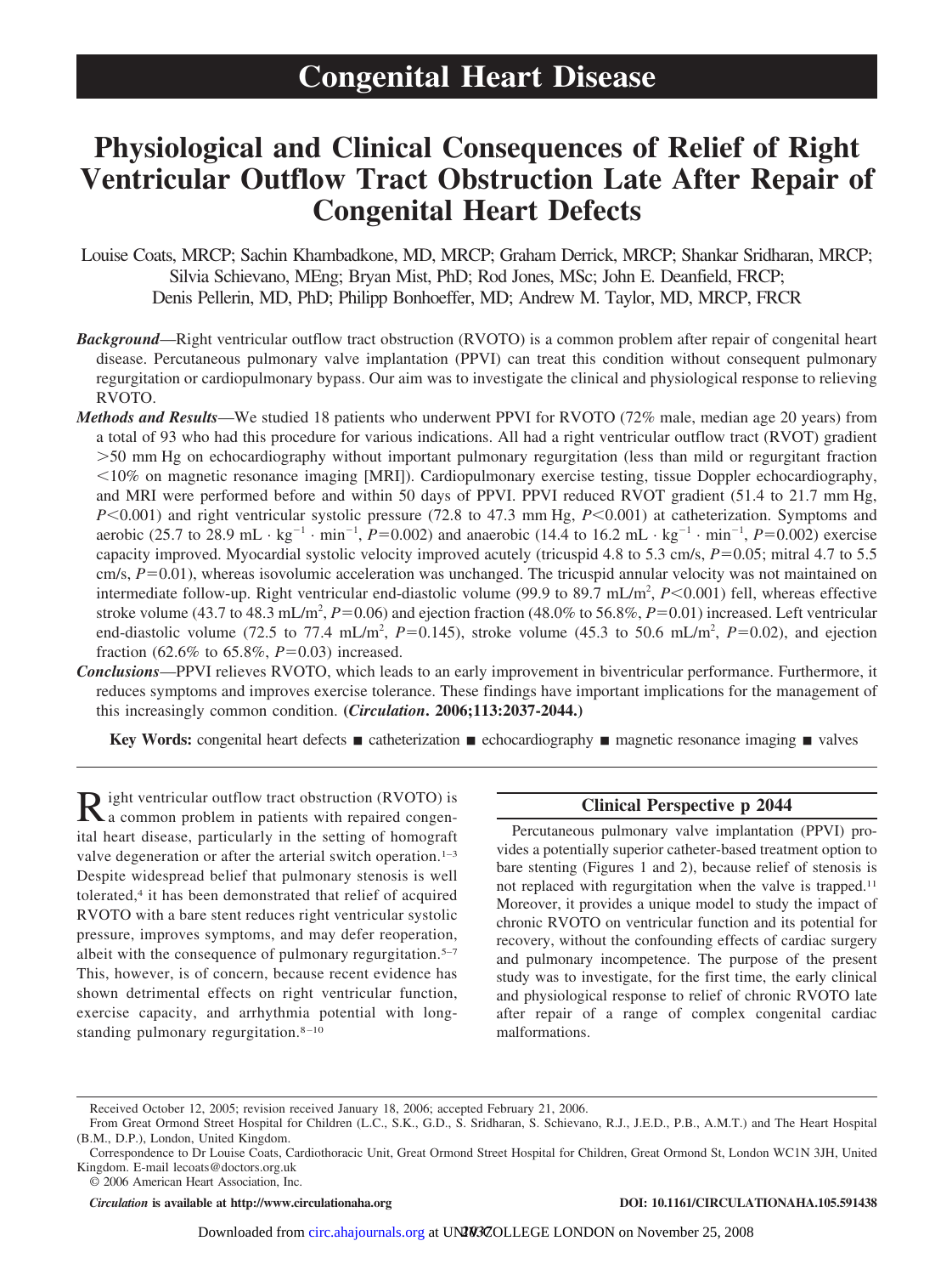# Congenital Heart Disease

# Physiological and Clinical Consequences of Relief of Right Ventricular Outflow Tract Obstruction Late After Repair of Congenital Heart Defects

Louise Coats, MRCP; Sachin Khambadkone, MD, MRCP; Graham Derrick, MRCP; Shankar Sridharan, MRCP; Silvia Schievano, MEng; Bryan Mist, PhD; Rod Jones, MSc; John E. Deanfield, FRCP; Denis Pellerin, MD, PhD; Philipp Bonhoeffer, MD; Andrew M. Taylor, MD, MRCP, FRCR

***Background*—**Right ventricular outflow tract obstruction (RVOTO) is a common problem after repair of congenital heart disease. Percutaneous pulmonary valve implantation (PPVI) can treat this condition without consequent pulmonary regurgitation or cardiopulmonary bypass. Our aim was to investigate the clinical and physiological response to relieving RVOTO.

***Methods and Results*—**We studied 18 patients who underwent PPVI for RVOTO (72% male, median age 20 years) from a total of 93 who had this procedure for various indications. All had a right ventricular outflow tract (RVOT) gradient >50 mm Hg on echocardiography without important pulmonary regurgitation (less than mild or regurgitant fraction <10% on magnetic resonance imaging [MRI]). Cardiopulmonary exercise testing, tissue Doppler echocardiography, and MRI were performed before and within 50 days of PPVI. PPVI reduced RVOT gradient (51.4 to 21.7 mm Hg, $P<0.001$) and right ventricular systolic pressure (72.8 to 47.3 mm Hg, $P<0.001$) at catheterization. Symptoms and aerobic (25.7 to 28.9 $mL \cdot kg^{-1} \cdot min^{-1}$, $P=0.002$) and anaerobic (14.4 to 16.2 $mL \cdot kg^{-1} \cdot min^{-1}$, $P=0.002$) exercise capacity improved. Myocardial systolic velocity improved acutely (tricuspid 4.8 to 5.3 cm/s, $P=0.05$; mitral 4.7 to 5.5 cm/s, $P=0.01$), whereas isovolumic acceleration was unchanged. The tricuspid annular velocity was not maintained on intermediate follow-up. Right ventricular end-diastolic volume (99.9 to 89.7 $mL/m^2$, $P<0.001$) fell, whereas effective stroke volume (43.7 to 48.3 $mL/m^2$, $P=0.06$) and ejection fraction (48.0% to 56.8%, $P=0.01$) increased. Left ventricular end-diastolic volume (72.5 to 77.4 $mL/m^2$, $P=0.145$), stroke volume (45.3 to 50.6 $mL/m^2$, $P=0.02$), and ejection fraction (62.6% to 65.8%, $P=0.03$) increased.

***Conclusions*—**PPVI relieves RVOTO, which leads to an early improvement in biventricular performance. Furthermore, it reduces symptoms and improves exercise tolerance. These findings have important implications for the management of this increasingly common condition. **(*Circulation*. 2006;113:2037-2044.)**

**Key Words:** congenital heart defects ■ catheterization ■ echocardiography ■ magnetic resonance imaging ■ valves

Right ventricular outflow tract obstruction (RVOTO) is a common problem in patients with repaired congenital heart disease, particularly in the setting of homograft valve degeneration or after the arterial switch operation.[1–3] Despite widespread belief that pulmonary stenosis is well tolerated,[4] it has been demonstrated that relief of acquired RVOTO with a bare stent reduces right ventricular systolic pressure, improves symptoms, and may defer reoperation, albeit with the consequence of pulmonary regurgitation.[5–7] This, however, is of concern, because recent evidence has shown detrimental effects on right ventricular function, exercise capacity, and arrhythmia potential with long-standing pulmonary regurgitation.[8–10]

**Clinical Perspective p 2044**

Percutaneous pulmonary valve implantation (PPVI) provides a potentially superior catheter-based treatment option to bare stenting (Figures 1 and 2), because relief of stenosis is not replaced with regurgitation when the valve is trapped.[11] Moreover, it provides a unique model to study the impact of chronic RVOTO on ventricular function and its potential for recovery, without the confounding effects of cardiac surgery and pulmonary incompetence. The purpose of the present study was to investigate, for the first time, the early clinical and physiological response to relief of chronic RVOTO late after repair of a range of complex congenital cardiac malformations.

Received October 12, 2005; revision received January 18, 2006; accepted February 21, 2006.

From Great Ormond Street Hospital for Children (L.C., S.K., G.D., S. Sridharan, S. Schievano, R.J., J.E.D., P.B., A.M.T.) and The Heart Hospital (B.M., D.P.), London, United Kingdom.

Correspondence to Dr Louise Coats, Cardiothoracic Unit, Great Ormond Street Hospital for Children, Great Ormond St, London WC1N 3JH, United Kingdom. E-mail lecoats@doctors.org.uk

© 2006 American Heart Association, Inc.

*Circulation* is available at http://www.circulationaha.org — DOI: 10.1161/CIRCULATIONAHA.105.591438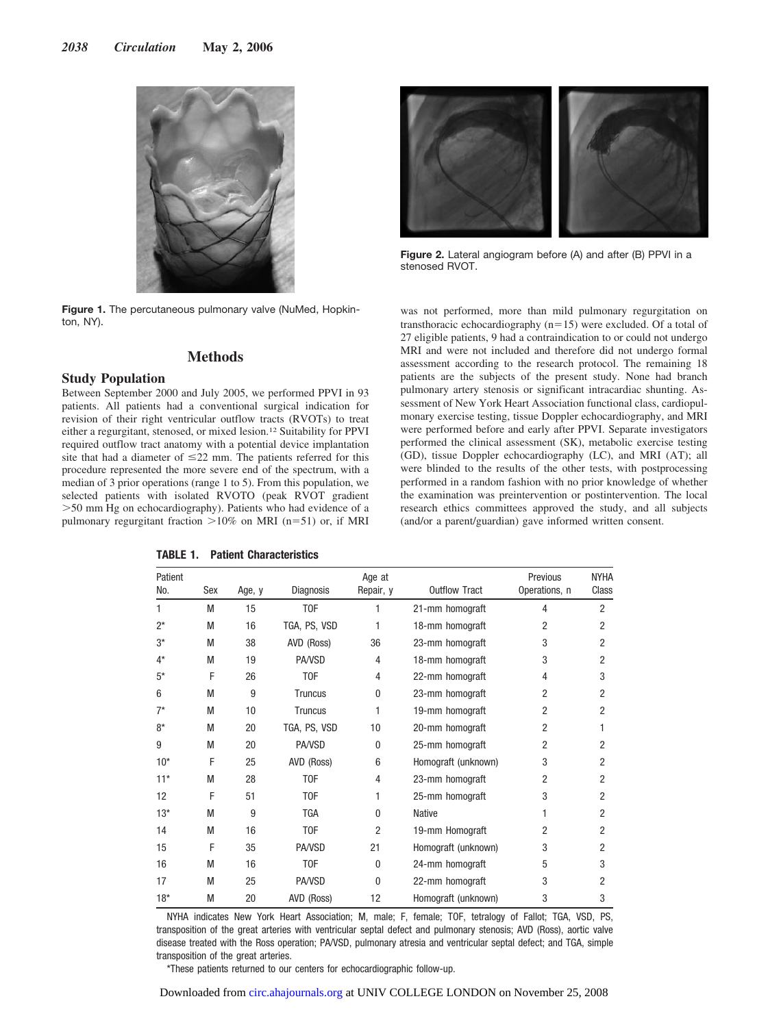Figure 1. The percutaneous pulmonary valve (NuMed, Hopkinton, NY).

Figure 2. Lateral angiogram before (A) and after (B) PPVI in a stenosed RVOT.

## Methods

### Study Population

Between September 2000 and July 2005, we performed PPVI in 93 patients. All patients had a conventional surgical indication for revision of their right ventricular outflow tracts (RVOTs) to treat either a regurgitant, stenosed, or mixed lesion.[12] Suitability for PPVI required outflow tract anatomy with a potential device implantation site that had a diameter of ≤22 mm. The patients referred for this procedure represented the more severe end of the spectrum, with a median of 3 prior operations (range 1 to 5). From this population, we selected patients with isolated RVOTO (peak RVOT gradient >50 mm Hg on echocardiography). Patients who had evidence of a pulmonary regurgitant fraction >10% on MRI (n=51) or, if MRI was not performed, more than mild pulmonary regurgitation on transthoracic echocardiography (n=15) were excluded. Of a total of 27 eligible patients, 9 had a contraindication to or could not undergo MRI and were not included and therefore did not undergo formal assessment according to the research protocol. The remaining 18 patients are the subjects of the present study. None had branch pulmonary artery stenosis or significant intracardiac shunting. Assessment of New York Heart Association functional class, cardiopulmonary exercise testing, tissue Doppler echocardiography, and MRI were performed before and early after PPVI. Separate investigators performed the clinical assessment (SK), metabolic exercise testing (GD), tissue Doppler echocardiography (LC), and MRI (AT); all were blinded to the results of the other tests, with postprocessing performed in a random fashion with no prior knowledge of whether the examination was preintervention or postintervention. The local research ethics committees approved the study, and all subjects (and/or a parent/guardian) gave informed written consent.

**TABLE 1. Patient Characteristics**

| Patient No. | Sex | Age, y | Diagnosis | Age at Repair, y | Outflow Tract | Previous Operations, n | NYHA Class |
|---|---|---|---|---|---|---|---|
| 1 | M | 15 | TOF | 1 | 21-mm homograft | 4 | 2 |
| 2* | M | 16 | TGA, PS, VSD | 1 | 18-mm homograft | 2 | 2 |
| 3* | M | 38 | AVD (Ross) | 36 | 23-mm homograft | 3 | 2 |
| 4* | M | 19 | PA/VSD | 4 | 18-mm homograft | 3 | 2 |
| 5* | F | 26 | TOF | 4 | 22-mm homograft | 4 | 3 |
| 6 | M | 9 | Truncus | 0 | 23-mm homograft | 2 | 2 |
| 7* | M | 10 | Truncus | 1 | 19-mm homograft | 2 | 2 |
| 8* | M | 20 | TGA, PS, VSD | 10 | 20-mm homograft | 2 | 1 |
| 9 | M | 20 | PA/VSD | 0 | 25-mm homograft | 2 | 2 |
| 10* | F | 25 | AVD (Ross) | 6 | Homograft (unknown) | 3 | 2 |
| 11* | M | 28 | TOF | 4 | 23-mm homograft | 2 | 2 |
| 12 | F | 51 | TOF | 1 | 25-mm homograft | 3 | 2 |
| 13* | M | 9 | TGA | 0 | Native | 1 | 2 |
| 14 | M | 16 | TOF | 2 | 19-mm Homograft | 2 | 2 |
| 15 | F | 35 | PA/VSD | 21 | Homograft (unknown) | 3 | 2 |
| 16 | M | 16 | TOF | 0 | 24-mm homograft | 5 | 3 |
| 17 | M | 25 | PA/VSD | 0 | 22-mm homograft | 3 | 2 |
| 18* | M | 20 | AVD (Ross) | 12 | Homograft (unknown) | 3 | 3 |

NYHA indicates New York Heart Association; M, male; F, female; TOF, tetralogy of Fallot; TGA, VSD, PS, transposition of the great arteries with ventricular septal defect and pulmonary stenosis; AVD (Ross), aortic valve disease treated with the Ross operation; PA/VSD, pulmonary atresia and ventricular septal defect; and TGA, simple transposition of the great arteries.

*These patients returned to our centers for echocardiographic follow-up.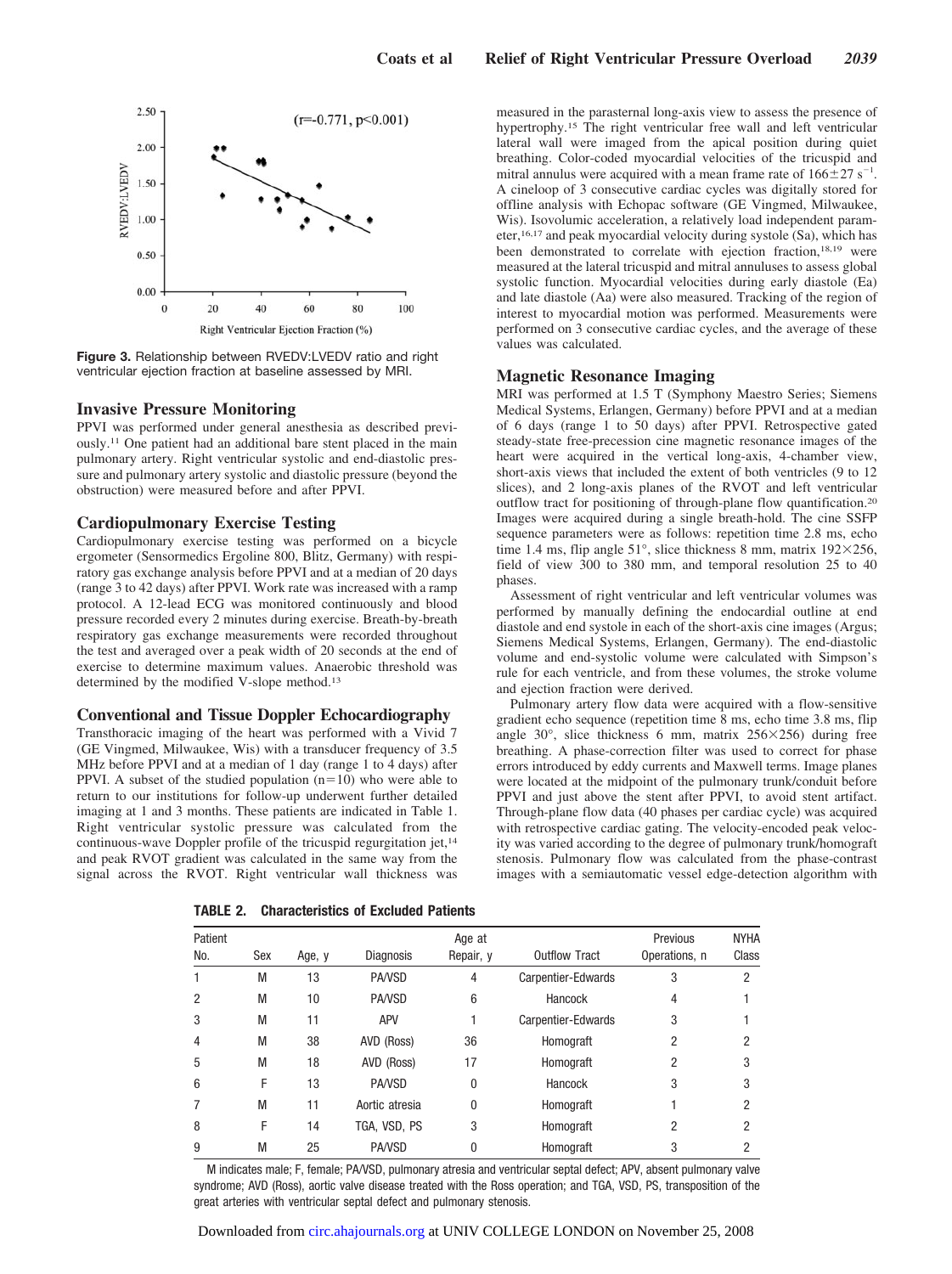Figure 3. Relationship between RVEDV:LVEDV ratio and right ventricular ejection fraction at baseline assessed by MRI.

## Invasive Pressure Monitoring

PPVI was performed under general anesthesia as described previously.[11] One patient had an additional bare stent placed in the main pulmonary artery. Right ventricular systolic and end-diastolic pressure and pulmonary artery systolic and diastolic pressure (beyond the obstruction) were measured before and after PPVI.

## Cardiopulmonary Exercise Testing

Cardiopulmonary exercise testing was performed on a bicycle ergometer (Sensormedics Ergoline 800, Blitz, Germany) with respiratory gas exchange analysis before PPVI and at a median of 20 days (range 3 to 42 days) after PPVI. Work rate was increased with a ramp protocol. A 12-lead ECG was monitored continuously and blood pressure recorded every 2 minutes during exercise. Breath-by-breath respiratory gas exchange measurements were recorded throughout the test and averaged over a peak width of 20 seconds at the end of exercise to determine maximum values. Anaerobic threshold was determined by the modified V-slope method.[13]

## Conventional and Tissue Doppler Echocardiography

Transthoracic imaging of the heart was performed with a Vivid 7 (GE Vingmed, Milwaukee, Wis) with a transducer frequency of 3.5 MHz before PPVI and at a median of 1 day (range 1 to 4 days) after PPVI. A subset of the studied population (n=10) who were able to return to our institutions for follow-up underwent further detailed imaging at 1 and 3 months. These patients are indicated in Table 1. Right ventricular systolic pressure was calculated from the continuous-wave Doppler profile of the tricuspid regurgitation jet,[14] and peak RVOT gradient was calculated in the same way from the signal across the RVOT. Right ventricular wall thickness was measured in the parasternal long-axis view to assess the presence of hypertrophy.[15] The right ventricular free wall and left ventricular lateral wall were imaged from the apical position during quiet breathing. Color-coded myocardial velocities of the tricuspid and mitral annulus were acquired with a mean frame rate of $166 \pm 27\ s^{-1}$. A cineloop of 3 consecutive cardiac cycles was digitally stored for offline analysis with Echopac software (GE Vingmed, Milwaukee, Wis). Isovolumic acceleration, a relatively load independent parameter,[16,17] and peak myocardial velocity during systole (Sa), which has been demonstrated to correlate with ejection fraction,[18,19] were measured at the lateral tricuspid and mitral annuluses to assess global systolic function. Myocardial velocities during early diastole (Ea) and late diastole (Aa) were also measured. Tracking of the region of interest to myocardial motion was performed. Measurements were performed on 3 consecutive cardiac cycles, and the average of these values was calculated.

## Magnetic Resonance Imaging

MRI was performed at 1.5 T (Symphony Maestro Series; Siemens Medical Systems, Erlangen, Germany) before PPVI and at a median of 6 days (range 1 to 50 days) after PPVI. Retrospective gated steady-state free-precession cine magnetic resonance images of the heart were acquired in the vertical long-axis, 4-chamber view, short-axis views that included the extent of both ventricles (9 to 12 slices), and 2 long-axis planes of the RVOT and left ventricular outflow tract for positioning of through-plane flow quantification.[20] Images were acquired during a single breath-hold. The cine SSFP sequence parameters were as follows: repetition time 2.8 ms, echo time 1.4 ms, flip angle 51°, slice thickness 8 mm, matrix 192×256, field of view 300 to 380 mm, and temporal resolution 25 to 40 phases.

Assessment of right ventricular and left ventricular volumes was performed by manually defining the endocardial outline at end diastole and end systole in each of the short-axis cine images (Argus; Siemens Medical Systems, Erlangen, Germany). The end-diastolic volume and end-systolic volume were calculated with Simpson's rule for each ventricle, and from these volumes, the stroke volume and ejection fraction were derived.

Pulmonary artery flow data were acquired with a flow-sensitive gradient echo sequence (repetition time 8 ms, echo time 3.8 ms, flip angle 30°, slice thickness 6 mm, matrix 256×256) during free breathing. A phase-correction filter was used to correct for phase errors introduced by eddy currents and Maxwell terms. Image planes were located at the midpoint of the pulmonary trunk/conduit before PPVI and just above the stent after PPVI, to avoid stent artifact. Through-plane flow data (40 phases per cardiac cycle) was acquired with retrospective cardiac gating. The velocity-encoded peak velocity was varied according to the degree of pulmonary trunk/homograft stenosis. Pulmonary flow was calculated from the phase-contrast images with a semiautomatic vessel edge-detection algorithm with

**TABLE 2. Characteristics of Excluded Patients**

| Patient No. | Sex | Age, y | Diagnosis | Age at Repair, y | Outflow Tract | Previous Operations, n | NYHA Class |
|---|---|---|---|---|---|---|---|
| 1 | M | 13 | PA/VSD | 4 | Carpentier-Edwards | 3 | 2 |
| 2 | M | 10 | PA/VSD | 6 | Hancock | 4 | 1 |
| 3 | M | 11 | APV | 1 | Carpentier-Edwards | 3 | 1 |
| 4 | M | 38 | AVD (Ross) | 36 | Homograft | 2 | 2 |
| 5 | M | 18 | AVD (Ross) | 17 | Homograft | 2 | 3 |
| 6 | F | 13 | PA/VSD | 0 | Hancock | 3 | 3 |
| 7 | M | 11 | Aortic atresia | 0 | Homograft | 1 | 2 |
| 8 | F | 14 | TGA, VSD, PS | 3 | Homograft | 2 | 2 |
| 9 | M | 25 | PA/VSD | 0 | Homograft | 3 | 2 |

M indicates male; F, female; PA/VSD, pulmonary atresia and ventricular septal defect; APV, absent pulmonary valve syndrome; AVD (Ross), aortic valve disease treated with the Ross operation; and TGA, VSD, PS, transposition of the great arteries with ventricular septal defect and pulmonary stenosis.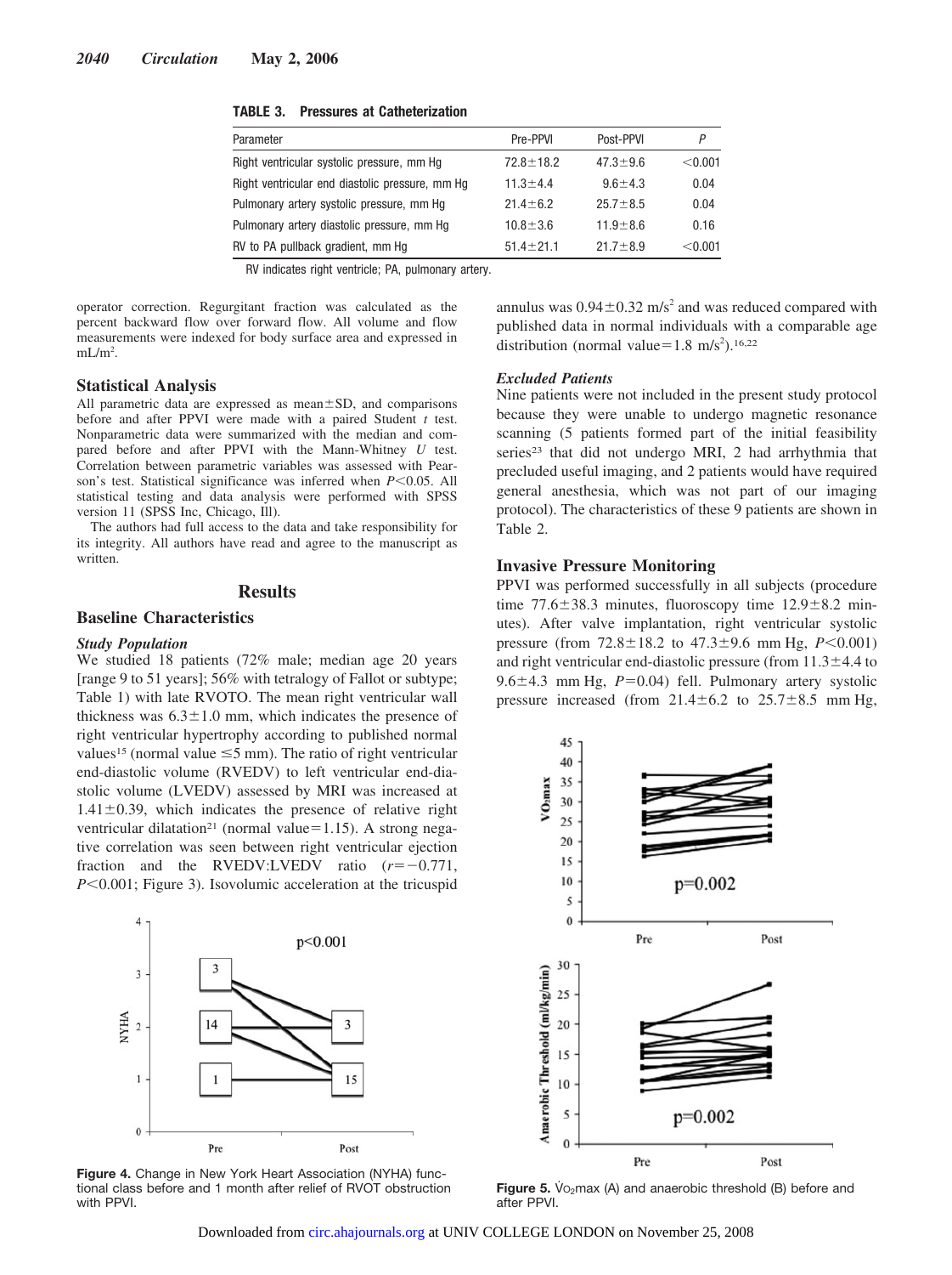**TABLE 3. Pressures at Catheterization**

| Parameter | Pre-PPVI | Post-PPVI | P |
|---|---|---|---|
| Right ventricular systolic pressure, mm Hg | 72.8±18.2 | 47.3±9.6 | <0.001 |
| Right ventricular end diastolic pressure, mm Hg | 11.3±4.4 | 9.6±4.3 | 0.04 |
| Pulmonary artery systolic pressure, mm Hg | 21.4±6.2 | 25.7±8.5 | 0.04 |
| Pulmonary artery diastolic pressure, mm Hg | 10.8±3.6 | 11.9±8.6 | 0.16 |
| RV to PA pullback gradient, mm Hg | 51.4±21.1 | 21.7±8.9 | <0.001 |

RV indicates right ventricle; PA, pulmonary artery.

operator correction. Regurgitant fraction was calculated as the percent backward flow over forward flow. All volume and flow measurements were indexed for body surface area and expressed in mL/m$^2$.

### Statistical Analysis

All parametric data are expressed as mean±SD, and comparisons before and after PPVI were made with a paired Student *t* test. Nonparametric data were summarized with the median and compared before and after PPVI with the Mann-Whitney *U* test. Correlation between parametric variables was assessed with Pearson's test. Statistical significance was inferred when $P<0.05$. All statistical testing and data analysis were performed with SPSS version 11 (SPSS Inc, Chicago, Ill).

The authors had full access to the data and take responsibility for its integrity. All authors have read and agree to the manuscript as written.

## Results

### Baseline Characteristics

#### Study Population

We studied 18 patients (72% male; median age 20 years [range 9 to 51 years]; 56% with tetralogy of Fallot or subtype; Table 1) with late RVOTO. The mean right ventricular wall thickness was 6.3±1.0 mm, which indicates the presence of right ventricular hypertrophy according to published normal values[15] (normal value ≤5 mm). The ratio of right ventricular end-diastolic volume (RVEDV) to left ventricular end-diastolic volume (LVEDV) assessed by MRI was increased at 1.41±0.39, which indicates the presence of relative right ventricular dilatation[21] (normal value=1.15). A strong negative correlation was seen between right ventricular ejection fraction and the RVEDV:LVEDV ratio ($r=-0.771$, $P<0.001$; Figure 3). Isovolumic acceleration at the tricuspid annulus was 0.94±0.32 m/s$^2$ and was reduced compared with published data in normal individuals with a comparable age distribution (normal value=1.8 m/s$^2$).[16,22]

#### Excluded Patients

Nine patients were not included in the present study protocol because they were unable to undergo magnetic resonance scanning (5 patients formed part of the initial feasibility series[23] that did not undergo MRI, 2 had arrhythmia that precluded useful imaging, and 2 patients would have required general anesthesia, which was not part of our imaging protocol). The characteristics of these 9 patients are shown in Table 2.

### Invasive Pressure Monitoring

PPVI was performed successfully in all subjects (procedure time 77.6±38.3 minutes, fluoroscopy time 12.9±8.2 minutes). After valve implantation, right ventricular systolic pressure (from 72.8±18.2 to 47.3±9.6 mm Hg, $P<0.001$) and right ventricular end-diastolic pressure (from 11.3±4.4 to 9.6±4.3 mm Hg, $P=0.04$) fell. Pulmonary artery systolic pressure increased (from 21.4±6.2 to 25.7±8.5 mm Hg,

**Figure 4.** Change in New York Heart Association (NYHA) functional class before and 1 month after relief of RVOT obstruction with PPVI.

**Figure 5.** $\dot{V}O_2$max (A) and anaerobic threshold (B) before and after PPVI.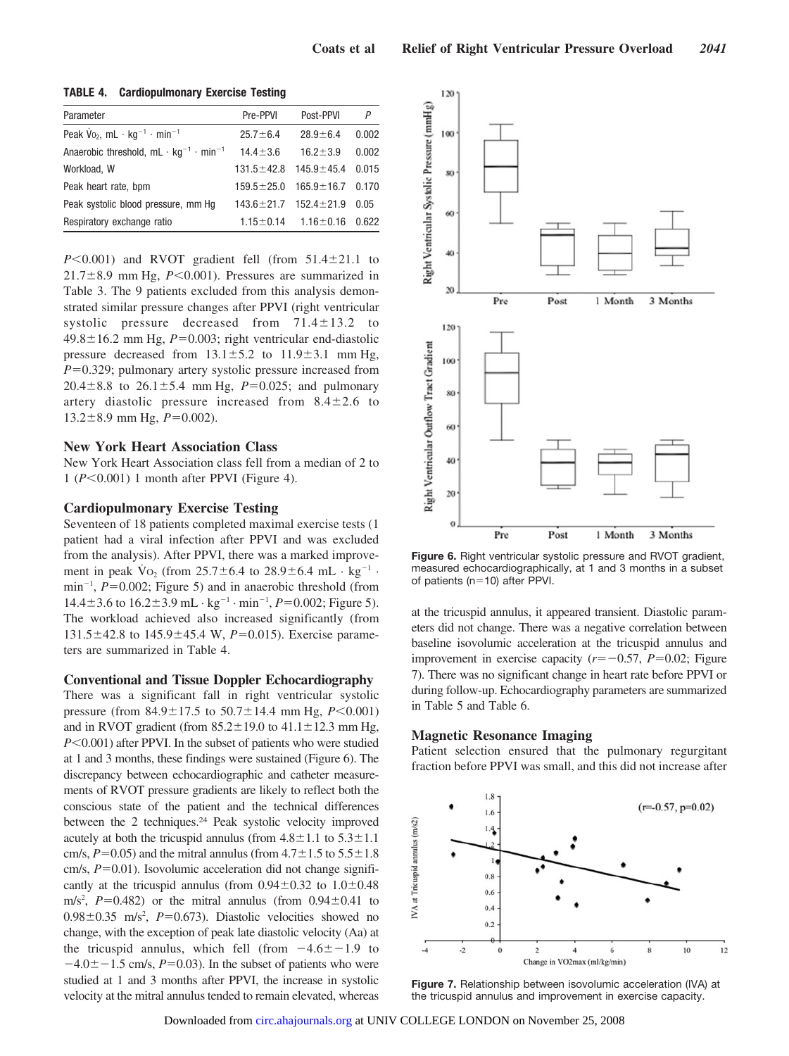**TABLE 4. Cardiopulmonary Exercise Testing**

| Parameter | Pre-PPVI | Post-PPVI | *P* |
|---|---|---|---|
| Peak $\dot{V}O_2$, mL · kg$^{-1}$ · min$^{-1}$ | 25.7±6.4 | 28.9±6.4 | 0.002 |
| Anaerobic threshold, mL · kg$^{-1}$ · min$^{-1}$ | 14.4±3.6 | 16.2±3.9 | 0.002 |
| Workload, W | 131.5±42.8 | 145.9±45.4 | 0.015 |
| Peak heart rate, bpm | 159.5±25.0 | 165.9±16.7 | 0.170 |
| Peak systolic blood pressure, mm Hg | 143.6±21.7 | 152.4±21.9 | 0.05 |
| Respiratory exchange ratio | 1.15±0.14 | 1.16±0.16 | 0.622 |

$P<0.001$) and RVOT gradient fell (from 51.4±21.1 to 21.7±8.9 mm Hg, $P<0.001$). Pressures are summarized in Table 3. The 9 patients excluded from this analysis demonstrated similar pressure changes after PPVI (right ventricular systolic pressure decreased from 71.4±13.2 to 49.8±16.2 mm Hg, $P=0.003$; right ventricular end-diastolic pressure decreased from 13.1±5.2 to 11.9±3.1 mm Hg, $P=0.329$; pulmonary artery systolic pressure increased from 20.4±8.8 to 26.1±5.4 mm Hg, $P=0.025$; and pulmonary artery diastolic pressure increased from 8.4±2.6 to 13.2±8.9 mm Hg, $P=0.002$).

## New York Heart Association Class

New York Heart Association class fell from a median of 2 to 1 ($P<0.001$) 1 month after PPVI (Figure 4).

## Cardiopulmonary Exercise Testing

Seventeen of 18 patients completed maximal exercise tests (1 patient had a viral infection after PPVI and was excluded from the analysis). After PPVI, there was a marked improvement in peak $\dot{V}O_2$ (from 25.7±6.4 to 28.9±6.4 mL · kg$^{-1}$ · min$^{-1}$, $P=0.002$; Figure 5) and in anaerobic threshold (from 14.4±3.6 to 16.2±3.9 mL · kg$^{-1}$ · min$^{-1}$, $P=0.002$; Figure 5). The workload achieved also increased significantly (from 131.5±42.8 to 145.9±45.4 W, $P=0.015$). Exercise parameters are summarized in Table 4.

## Conventional and Tissue Doppler Echocardiography

There was a significant fall in right ventricular systolic pressure (from 84.9±17.5 to 50.7±14.4 mm Hg, $P<0.001$) and in RVOT gradient (from 85.2±19.0 to 41.1±12.3 mm Hg, $P<0.001$) after PPVI. In the subset of patients who were studied at 1 and 3 months, these findings were sustained (Figure 6). The discrepancy between echocardiographic and catheter measurements of RVOT pressure gradients are likely to reflect both the conscious state of the patient and the technical differences between the 2 techniques.[24] Peak systolic velocity improved acutely at both the tricuspid annulus (from 4.8±1.1 to 5.3±1.1 cm/s, $P=0.05$) and the mitral annulus (from 4.7±1.5 to 5.5±1.8 cm/s, $P=0.01$). Isovolumic acceleration did not change significantly at the tricuspid annulus (from 0.94±0.32 to 1.0±0.48 m/s$^2$, $P=0.482$) or the mitral annulus (from 0.94±0.41 to 0.98±0.35 m/s$^2$, $P=0.673$). Diastolic velocities showed no change, with the exception of peak late diastolic velocity (Aa) at the tricuspid annulus, which fell (from −4.6±−1.9 to −4.0±−1.5 cm/s, $P=0.03$). In the subset of patients who were studied at 1 and 3 months after PPVI, the increase in systolic velocity at the mitral annulus tended to remain elevated, whereas at the tricuspid annulus, it appeared transient. Diastolic parameters did not change. There was a negative correlation between baseline isovolumic acceleration at the tricuspid annulus and improvement in exercise capacity ($r=-0.57$, $P=0.02$; Figure 7). There was no significant change in heart rate before PPVI or during follow-up. Echocardiography parameters are summarized in Table 5 and Table 6.

**Figure 6.** Right ventricular systolic pressure and RVOT gradient, measured echocardiographically, at 1 and 3 months in a subset of patients (n=10) after PPVI.

## Magnetic Resonance Imaging

Patient selection ensured that the pulmonary regurgitant fraction before PPVI was small, and this did not increase after

**Figure 7.** Relationship between isovolumic acceleration (IVA) at the tricuspid annulus and improvement in exercise capacity.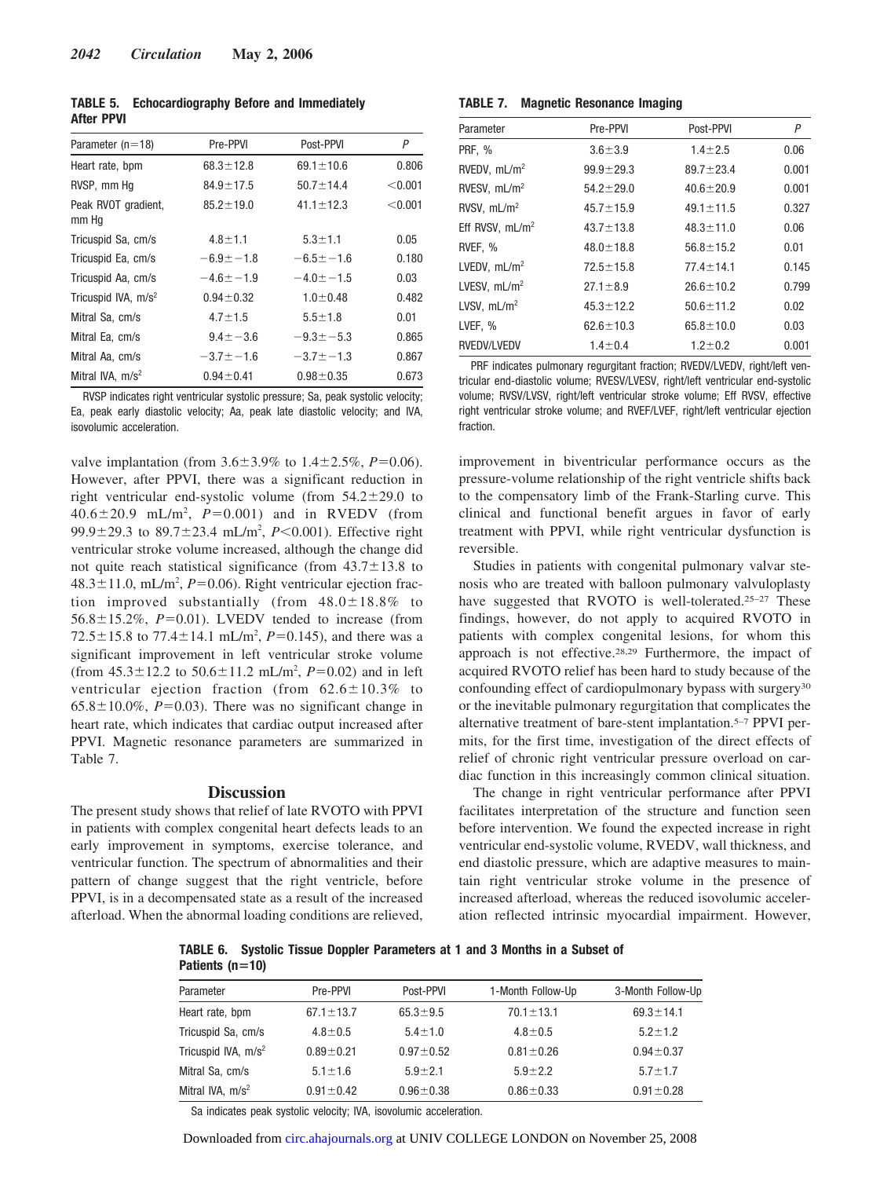**TABLE 5. Echocardiography Before and Immediately After PPVI**

| Parameter (n=18) | Pre-PPVI | Post-PPVI | P |
|---|---|---|---|
| Heart rate, bpm | 68.3±12.8 | 69.1±10.6 | 0.806 |
| RVSP, mm Hg | 84.9±17.5 | 50.7±14.4 | <0.001 |
| Peak RVOT gradient, mm Hg | 85.2±19.0 | 41.1±12.3 | <0.001 |
| Tricuspid Sa, cm/s | 4.8±1.1 | 5.3±1.1 | 0.05 |
| Tricuspid Ea, cm/s | −6.9±−1.8 | −6.5±−1.6 | 0.180 |
| Tricuspid Aa, cm/s | −4.6±−1.9 | −4.0±−1.5 | 0.03 |
| Tricuspid IVA, m/s$^2$ | 0.94±0.32 | 1.0±0.48 | 0.482 |
| Mitral Sa, cm/s | 4.7±1.5 | 5.5±1.8 | 0.01 |
| Mitral Ea, cm/s | 9.4±−3.6 | −9.3±−5.3 | 0.865 |
| Mitral Aa, cm/s | −3.7±−1.6 | −3.7±−1.3 | 0.867 |
| Mitral IVA, m/s$^2$ | 0.94±0.41 | 0.98±0.35 | 0.673 |

RVSP indicates right ventricular systolic pressure; Sa, peak systolic velocity; Ea, peak early diastolic velocity; Aa, peak late diastolic velocity; and IVA, isovolumic acceleration.

valve implantation (from 3.6±3.9% to 1.4±2.5%, $P$=0.06). However, after PPVI, there was a significant reduction in right ventricular end-systolic volume (from 54.2±29.0 to 40.6±20.9 mL/m$^2$, $P$=0.001) and in RVEDV (from 99.9±29.3 to 89.7±23.4 mL/m$^2$, $P$<0.001). Effective right ventricular stroke volume increased, although the change did not quite reach statistical significance (from 43.7±13.8 to 48.3±11.0, mL/m$^2$, $P$=0.06). Right ventricular ejection fraction improved substantially (from 48.0±18.8% to 56.8±15.2%, $P$=0.01). LVEDV tended to increase (from 72.5±15.8 to 77.4±14.1 mL/m$^2$, $P$=0.145), and there was a significant improvement in left ventricular stroke volume (from 45.3±12.2 to 50.6±11.2 mL/m$^2$, $P$=0.02) and in left ventricular ejection fraction (from 62.6±10.3% to 65.8±10.0%, $P$=0.03). There was no significant change in heart rate, which indicates that cardiac output increased after PPVI. Magnetic resonance parameters are summarized in Table 7.

## Discussion

The present study shows that relief of late RVOTO with PPVI in patients with complex congenital heart defects leads to an early improvement in symptoms, exercise tolerance, and ventricular function. The spectrum of abnormalities and their pattern of change suggest that the right ventricle, before PPVI, is in a decompensated state as a result of the increased afterload. When the abnormal loading conditions are relieved, improvement in biventricular performance occurs as the pressure-volume relationship of the right ventricle shifts back to the compensatory limb of the Frank-Starling curve. This clinical and functional benefit argues in favor of early treatment with PPVI, while right ventricular dysfunction is reversible.

Studies in patients with congenital pulmonary valvar stenosis who are treated with balloon pulmonary valvuloplasty have suggested that RVOTO is well-tolerated.[25–27] These findings, however, do not apply to acquired RVOTO in patients with complex congenital lesions, for whom this approach is not effective.[28,29] Furthermore, the impact of acquired RVOTO relief has been hard to study because of the confounding effect of cardiopulmonary bypass with surgery[30] or the inevitable pulmonary regurgitation that complicates the alternative treatment of bare-stent implantation.[5–7] PPVI permits, for the first time, investigation of the direct effects of relief of chronic right ventricular pressure overload on cardiac function in this increasingly common clinical situation.

The change in right ventricular performance after PPVI facilitates interpretation of the structure and function seen before intervention. We found the expected increase in right ventricular end-systolic volume, RVEDV, wall thickness, and end diastolic pressure, which are adaptive measures to maintain right ventricular stroke volume in the presence of increased afterload, whereas the reduced isovolumic acceleration reflected intrinsic myocardial impairment. However,

**TABLE 7. Magnetic Resonance Imaging**

| Parameter | Pre-PPVI | Post-PPVI | P |
|---|---|---|---|
| PRF, % | 3.6±3.9 | 1.4±2.5 | 0.06 |
| RVEDV, mL/m$^2$ | 99.9±29.3 | 89.7±23.4 | 0.001 |
| RVESV, mL/m$^2$ | 54.2±29.0 | 40.6±20.9 | 0.001 |
| RVSV, mL/m$^2$ | 45.7±15.9 | 49.1±11.5 | 0.327 |
| Eff RVSV, mL/m$^2$ | 43.7±13.8 | 48.3±11.0 | 0.06 |
| RVEF, % | 48.0±18.8 | 56.8±15.2 | 0.01 |
| LVEDV, mL/m$^2$ | 72.5±15.8 | 77.4±14.1 | 0.145 |
| LVESV, mL/m$^2$ | 27.1±8.9 | 26.6±10.2 | 0.799 |
| LVSV, mL/m$^2$ | 45.3±12.2 | 50.6±11.2 | 0.02 |
| LVEF, % | 62.6±10.3 | 65.8±10.0 | 0.03 |
| RVEDV/LVEDV | 1.4±0.4 | 1.2±0.2 | 0.001 |

PRF indicates pulmonary regurgitant fraction; RVEDV/LVEDV, right/left ventricular end-diastolic volume; RVESV/LVESV, right/left ventricular end-systolic volume; RVSV/LVSV, right/left ventricular stroke volume; Eff RVSV, effective right ventricular stroke volume; and RVEF/LVEF, right/left ventricular ejection fraction.

**TABLE 6. Systolic Tissue Doppler Parameters at 1 and 3 Months in a Subset of Patients (n=10)**

| Parameter | Pre-PPVI | Post-PPVI | 1-Month Follow-Up | 3-Month Follow-Up |
|---|---|---|---|---|
| Heart rate, bpm | 67.1±13.7 | 65.3±9.5 | 70.1±13.1 | 69.3±14.1 |
| Tricuspid Sa, cm/s | 4.8±0.5 | 5.4±1.0 | 4.8±0.5 | 5.2±1.2 |
| Tricuspid IVA, m/s$^2$ | 0.89±0.21 | 0.97±0.52 | 0.81±0.26 | 0.94±0.37 |
| Mitral Sa, cm/s | 5.1±1.6 | 5.9±2.1 | 5.9±2.2 | 5.7±1.7 |
| Mitral IVA, m/s$^2$ | 0.91±0.42 | 0.96±0.38 | 0.86±0.33 | 0.91±0.28 |

Sa indicates peak systolic velocity; IVA, isovolumic acceleration.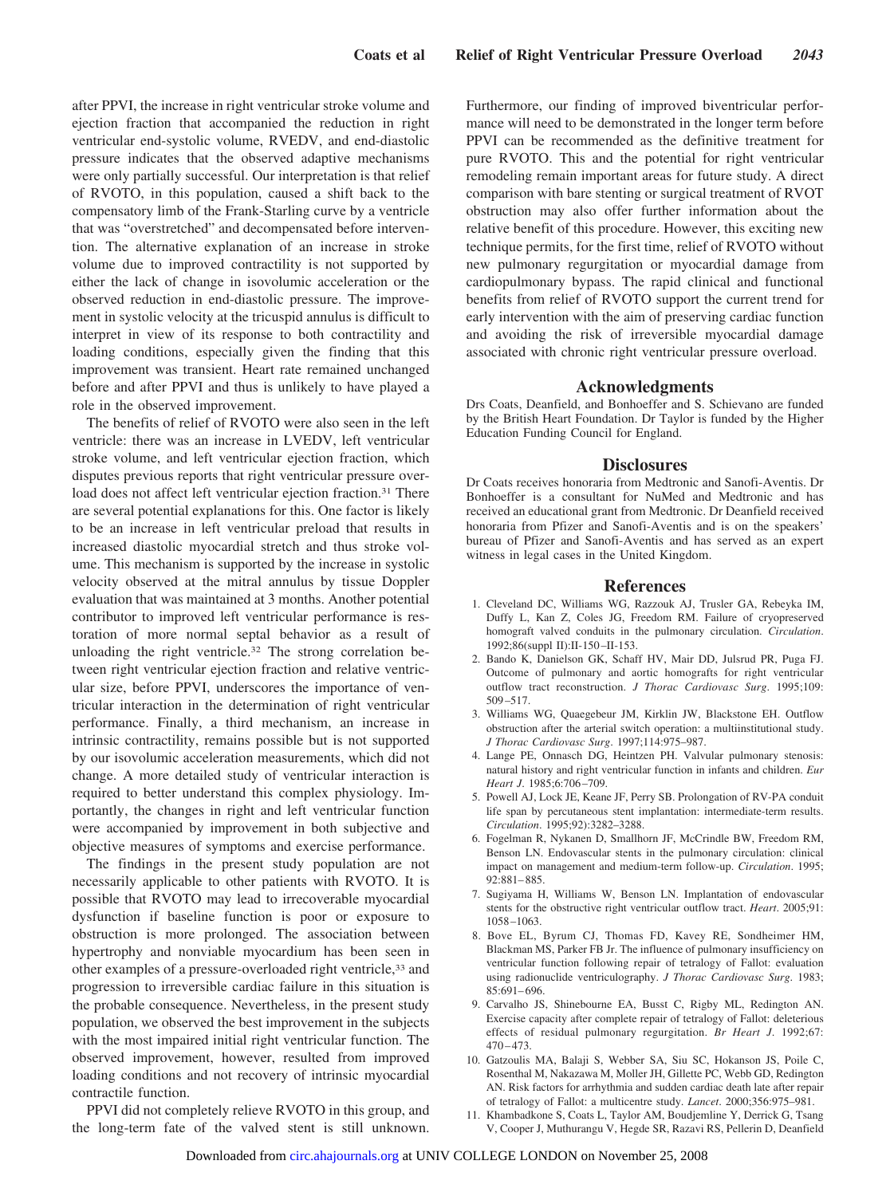after PPVI, the increase in right ventricular stroke volume and ejection fraction that accompanied the reduction in right ventricular end-systolic volume, RVEDV, and end-diastolic pressure indicates that the observed adaptive mechanisms were only partially successful. Our interpretation is that relief of RVOTO, in this population, caused a shift back to the compensatory limb of the Frank-Starling curve by a ventricle that was "overstretched" and decompensated before intervention. The alternative explanation of an increase in stroke volume due to improved contractility is not supported by either the lack of change in isovolumic acceleration or the observed reduction in end-diastolic pressure. The improvement in systolic velocity at the tricuspid annulus is difficult to interpret in view of its response to both contractility and loading conditions, especially given the finding that this improvement was transient. Heart rate remained unchanged before and after PPVI and thus is unlikely to have played a role in the observed improvement.

The benefits of relief of RVOTO were also seen in the left ventricle: there was an increase in LVEDV, left ventricular stroke volume, and left ventricular ejection fraction, which disputes previous reports that right ventricular pressure overload does not affect left ventricular ejection fraction.[31] There are several potential explanations for this. One factor is likely to be an increase in left ventricular preload that results in increased diastolic myocardial stretch and thus stroke volume. This mechanism is supported by the increase in systolic velocity observed at the mitral annulus by tissue Doppler evaluation that was maintained at 3 months. Another potential contributor to improved left ventricular performance is restoration of more normal septal behavior as a result of unloading the right ventricle.[32] The strong correlation between right ventricular ejection fraction and relative ventricular size, before PPVI, underscores the importance of ventricular interaction in the determination of right ventricular performance. Finally, a third mechanism, an increase in intrinsic contractility, remains possible but is not supported by our isovolumic acceleration measurements, which did not change. A more detailed study of ventricular interaction is required to better understand this complex physiology. Importantly, the changes in right and left ventricular function were accompanied by improvement in both subjective and objective measures of symptoms and exercise performance.

The findings in the present study population are not necessarily applicable to other patients with RVOTO. It is possible that RVOTO may lead to irrecoverable myocardial dysfunction if baseline function is poor or exposure to obstruction is more prolonged. The association between hypertrophy and nonviable myocardium has been seen in other examples of a pressure-overloaded right ventricle,[33] and progression to irreversible cardiac failure in this situation is the probable consequence. Nevertheless, in the present study population, we observed the best improvement in the subjects with the most impaired initial right ventricular function. The observed improvement, however, resulted from improved loading conditions and not recovery of intrinsic myocardial contractile function.

PPVI did not completely relieve RVOTO in this group, and the long-term fate of the valved stent is still unknown. Furthermore, our finding of improved biventricular performance will need to be demonstrated in the longer term before PPVI can be recommended as the definitive treatment for pure RVOTO. This and the potential for right ventricular remodeling remain important areas for future study. A direct comparison with bare stenting or surgical treatment of RVOT obstruction may also offer further information about the relative benefit of this procedure. However, this exciting new technique permits, for the first time, relief of RVOTO without new pulmonary regurgitation or myocardial damage from cardiopulmonary bypass. The rapid clinical and functional benefits from relief of RVOTO support the current trend for early intervention with the aim of preserving cardiac function and avoiding the risk of irreversible myocardial damage associated with chronic right ventricular pressure overload.

## Acknowledgments

Drs Coats, Deanfield, and Bonhoeffer and S. Schievano are funded by the British Heart Foundation. Dr Taylor is funded by the Higher Education Funding Council for England.

## Disclosures

Dr Coats receives honoraria from Medtronic and Sanofi-Aventis. Dr Bonhoeffer is a consultant for NuMed and Medtronic and has received an educational grant from Medtronic. Dr Deanfield received honoraria from Pfizer and Sanofi-Aventis and is on the speakers' bureau of Pfizer and Sanofi-Aventis and has served as an expert witness in legal cases in the United Kingdom.

## References

1. Cleveland DC, Williams WG, Razzouk AJ, Trusler GA, Rebeyka IM, Duffy L, Kan Z, Coles JG, Freedom RM. Failure of cryopreserved homograft valved conduits in the pulmonary circulation. *Circulation*. 1992;86(suppl II):II-150–II-153.
2. Bando K, Danielson GK, Schaff HV, Mair DD, Julsrud PR, Puga FJ. Outcome of pulmonary and aortic homografts for right ventricular outflow tract reconstruction. *J Thorac Cardiovasc Surg*. 1995;109:509–517.
3. Williams WG, Quaegebeur JM, Kirklin JW, Blackstone EH. Outflow obstruction after the arterial switch operation: a multiinstitutional study. *J Thorac Cardiovasc Surg*. 1997;114:975–987.
4. Lange PE, Onnasch DG, Heintzen PH. Valvular pulmonary stenosis: natural history and right ventricular function in infants and children. *Eur Heart J*. 1985;6:706–709.
5. Powell AJ, Lock JE, Keane JF, Perry SB. Prolongation of RV-PA conduit life span by percutaneous stent implantation: intermediate-term results. *Circulation*. 1995;92):3282–3288.
6. Fogelman R, Nykanen D, Smallhorn JF, McCrindle BW, Freedom RM, Benson LN. Endovascular stents in the pulmonary circulation: clinical impact on management and medium-term follow-up. *Circulation*. 1995;92:881–885.
7. Sugiyama H, Williams W, Benson LN. Implantation of endovascular stents for the obstructive right ventricular outflow tract. *Heart*. 2005;91:1058–1063.
8. Bove EL, Byrum CJ, Thomas FD, Kavey RE, Sondheimer HM, Blackman MS, Parker FB Jr. The influence of pulmonary insufficiency on ventricular function following repair of tetralogy of Fallot: evaluation using radionuclide ventriculography. *J Thorac Cardiovasc Surg*. 1983;85:691–696.
9. Carvalho JS, Shinebourne EA, Busst C, Rigby ML, Redington AN. Exercise capacity after complete repair of tetralogy of Fallot: deleterious effects of residual pulmonary regurgitation. *Br Heart J*. 1992;67:470–473.
10. Gatzoulis MA, Balaji S, Webber SA, Siu SC, Hokanson JS, Poile C, Rosenthal M, Nakazawa M, Moller JH, Gillette PC, Webb GD, Redington AN. Risk factors for arrhythmia and sudden cardiac death late after repair of tetralogy of Fallot: a multicentre study. *Lancet*. 2000;356:975–981.
11. Khambadkone S, Coats L, Taylor AM, Boudjemline Y, Derrick G, Tsang V, Cooper J, Muthurangu V, Hegde SR, Razavi RS, Pellerin D, Deanfield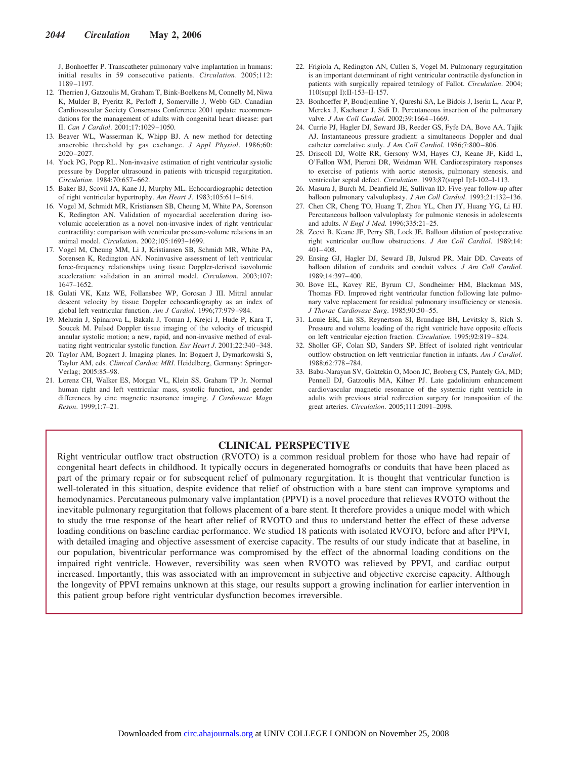J, Bonhoeffer P. Transcatheter pulmonary valve implantation in humans: initial results in 59 consecutive patients. *Circulation*. 2005;112: 1189–1197.

12. Therrien J, Gatzoulis M, Graham T, Bink-Boelkens M, Connelly M, Niwa K, Mulder B, Pyeritz R, Perloff J, Somerville J, Webb GD. Canadian Cardiovascular Society Consensus Conference 2001 update: recommendations for the management of adults with congenital heart disease: part II. *Can J Cardiol*. 2001;17:1029–1050.
13. Beaver WL, Wasserman K, Whipp BJ. A new method for detecting anaerobic threshold by gas exchange. *J Appl Physiol*. 1986;60: 2020–2027.
14. Yock PG, Popp RL. Non-invasive estimation of right ventricular systolic pressure by Doppler ultrasound in patients with tricuspid regurgitation. *Circulation*. 1984;70:657–662.
15. Baker BJ, Scovil JA, Kane JJ, Murphy ML. Echocardiographic detection of right ventricular hypertrophy. *Am Heart J*. 1983;105:611–614.
16. Vogel M, Schmidt MR, Kristiansen SB, Cheung M, White PA, Sorenson K, Redington AN. Validation of myocardial acceleration during isovolumic acceleration as a novel non-invasive index of right ventricular contractility: comparison with ventricular pressure-volume relations in an animal model. *Circulation*. 2002;105:1693–1699.
17. Vogel M, Cheung MM, Li J, Kristiansen SB, Schmidt MR, White PA, Sorensen K, Redington AN. Noninvasive assessment of left ventricular force-frequency relationships using tissue Doppler-derived isovolumic acceleration: validation in an animal model. *Circulation*. 2003;107: 1647–1652.
18. Gulati VK, Katz WE, Follansbee WP, Gorcsan J III. Mitral annular descent velocity by tissue Doppler echocardiography as an index of global left ventricular function. *Am J Cardiol*. 1996;77:979–984.
19. Meluzin J, Spinarova L, Bakala J, Toman J, Krejci J, Hude P, Kara T, Soucek M. Pulsed Doppler tissue imaging of the velocity of tricuspid annular systolic motion; a new, rapid, and non-invasive method of evaluating right ventricular systolic function. *Eur Heart J*. 2001;22:340–348.
20. Taylor AM, Bogaert J. Imaging planes. In: Bogaert J, Dymarkowski S, Taylor AM, eds. *Clinical Cardiac MRI*. Heidelberg, Germany: Springer-Verlag; 2005:85–98.
21. Lorenz CH, Walker ES, Morgan VL, Klein SS, Graham TP Jr. Normal human right and left ventricular mass, systolic function, and gender differences by cine magnetic resonance imaging. *J Cardiovasc Magn Reson*. 1999;1:7–21.
22. Frigiola A, Redington AN, Cullen S, Vogel M. Pulmonary regurgitation is an important determinant of right ventricular contractile dysfunction in patients with surgically repaired tetralogy of Fallot. *Circulation*. 2004; 110(suppl I):II-153–II-157.
23. Bonhoeffer P, Boudjemline Y, Qureshi SA, Le Bidois J, Iserin L, Acar P, Merckx J, Kachaner J, Sidi D. Percutaneous insertion of the pulmonary valve. *J Am Coll Cardiol*. 2002;39:1664–1669.
24. Currie PJ, Hagler DJ, Seward JB, Reeder GS, Fyfe DA, Bove AA, Tajik AJ. Instantaneous pressure gradient: a simultaneous Doppler and dual catheter correlative study. *J Am Coll Cardiol*. 1986;7:800–806.
25. Driscoll DJ, Wolfe RR, Gersony WM, Hayes CJ, Keane JF, Kidd L, O'Fallon WM, Pieroni DR, Weidman WH. Cardiorespiratory responses to exercise of patients with aortic stenosis, pulmonary stenosis, and ventricular septal defect. *Circulation*. 1993;87(suppl I):I-102–I-113.
26. Masura J, Burch M, Deanfield JE, Sullivan ID. Five-year follow-up after balloon pulmonary valvuloplasty. *J Am Coll Cardiol*. 1993;21:132–136.
27. Chen CR, Cheng TO, Huang T, Zhou YL, Chen JY, Huang YG, Li HJ. Percutaneous balloon valvuloplasty for pulmonic stenosis in adolescents and adults. *N Engl J Med*. 1996;335:21–25.
28. Zeevi B, Keane JF, Perry SB, Lock JE. Balloon dilation of postoperative right ventricular outflow obstructions. *J Am Coll Cardiol*. 1989;14: 401–408.
29. Ensing GJ, Hagler DJ, Seward JB, Julsrud PR, Mair DD. Caveats of balloon dilation of conduits and conduit valves. *J Am Coll Cardiol*. 1989;14:397–400.
30. Bove EL, Kavey RE, Byrum CJ, Sondheimer HM, Blackman MS, Thomas FD. Improved right ventricular function following late pulmonary valve replacement for residual pulmonary insufficiency or stenosis. *J Thorac Cardiovasc Surg*. 1985;90:50–55.
31. Louie EK, Lin SS, Reynertson SI, Brundage BH, Levitsky S, Rich S. Pressure and volume loading of the right ventricle have opposite effects on left ventricular ejection fraction. *Circulation*. 1995;92:819–824.
32. Sholler GF, Colan SD, Sanders SP. Effect of isolated right ventricular outflow obstruction on left ventricular function in infants. *Am J Cardiol*. 1988;62:778–784.
33. Babu-Narayan SV, Goktekin O, Moon JC, Broberg CS, Pantely GA, MD; Pennell DJ, Gatzoulis MA, Kilner PJ. Late gadolinium enhancement cardiovascular magnetic resonance of the systemic right ventricle in adults with previous atrial redirection surgery for transposition of the great arteries. *Circulation*. 2005;111:2091–2098.

## CLINICAL PERSPECTIVE

Right ventricular outflow tract obstruction (RVOTO) is a common residual problem for those who have had repair of congenital heart defects in childhood. It typically occurs in degenerated homografts or conduits that have been placed as part of the primary repair or for subsequent relief of pulmonary regurgitation. It is thought that ventricular function is well-tolerated in this situation, despite evidence that relief of obstruction with a bare stent can improve symptoms and hemodynamics. Percutaneous pulmonary valve implantation (PPVI) is a novel procedure that relieves RVOTO without the inevitable pulmonary regurgitation that follows placement of a bare stent. It therefore provides a unique model with which to study the true response of the heart after relief of RVOTO and thus to understand better the effect of these adverse loading conditions on baseline cardiac performance. We studied 18 patients with isolated RVOTO, before and after PPVI, with detailed imaging and objective assessment of exercise capacity. The results of our study indicate that at baseline, in our population, biventricular performance was compromised by the effect of the abnormal loading conditions on the impaired right ventricle. However, reversibility was seen when RVOTO was relieved by PPVI, and cardiac output increased. Importantly, this was associated with an improvement in subjective and objective exercise capacity. Although the longevity of PPVI remains unknown at this stage, our results support a growing inclination for earlier intervention in this patient group before right ventricular dysfunction becomes irreversible.